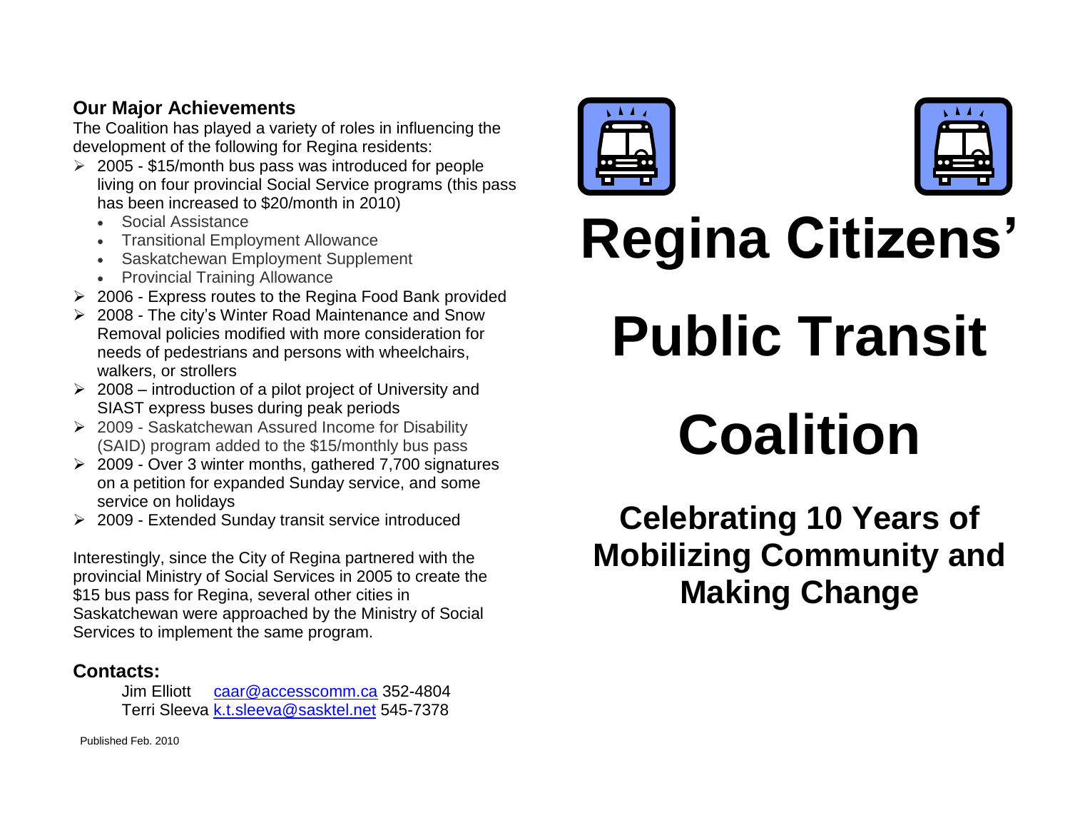## Our Major Achievements

The Coalition has played a variety of roles in influencing the development of the following for Regina residents:

- 2005 - $15/month bus pass was introduced for people living on four provincial Social Service programs (this pass has been increased to $20/month in 2010)
  - Social Assistance
  - Transitional Employment Allowance
  - Saskatchewan Employment Supplement
  - Provincial Training Allowance
- 2006 - Express routes to the Regina Food Bank provided
- 2008 - The city's Winter Road Maintenance and Snow Removal policies modified with more consideration for needs of pedestrians and persons with wheelchairs, walkers, or strollers
- 2008 – introduction of a pilot project of University and SIAST express buses during peak periods
- 2009 - Saskatchewan Assured Income for Disability (SAID) program added to the $15/monthly bus pass
- 2009 - Over 3 winter months, gathered 7,700 signatures on a petition for expanded Sunday service, and some service on holidays
- 2009 - Extended Sunday transit service introduced

Interestingly, since the City of Regina partnered with the provincial Ministry of Social Services in 2005 to create the $15 bus pass for Regina, several other cities in Saskatchewan were approached by the Ministry of Social Services to implement the same program.

## Contacts:

Jim Elliott caar@accesscomm.ca 352-4804
Terri Sleeva k.t.sleeva@sasktel.net 545-7378

Published Feb. 2010

# Regina Citizens' Public Transit Coalition

## Celebrating 10 Years of Mobilizing Community and Making Change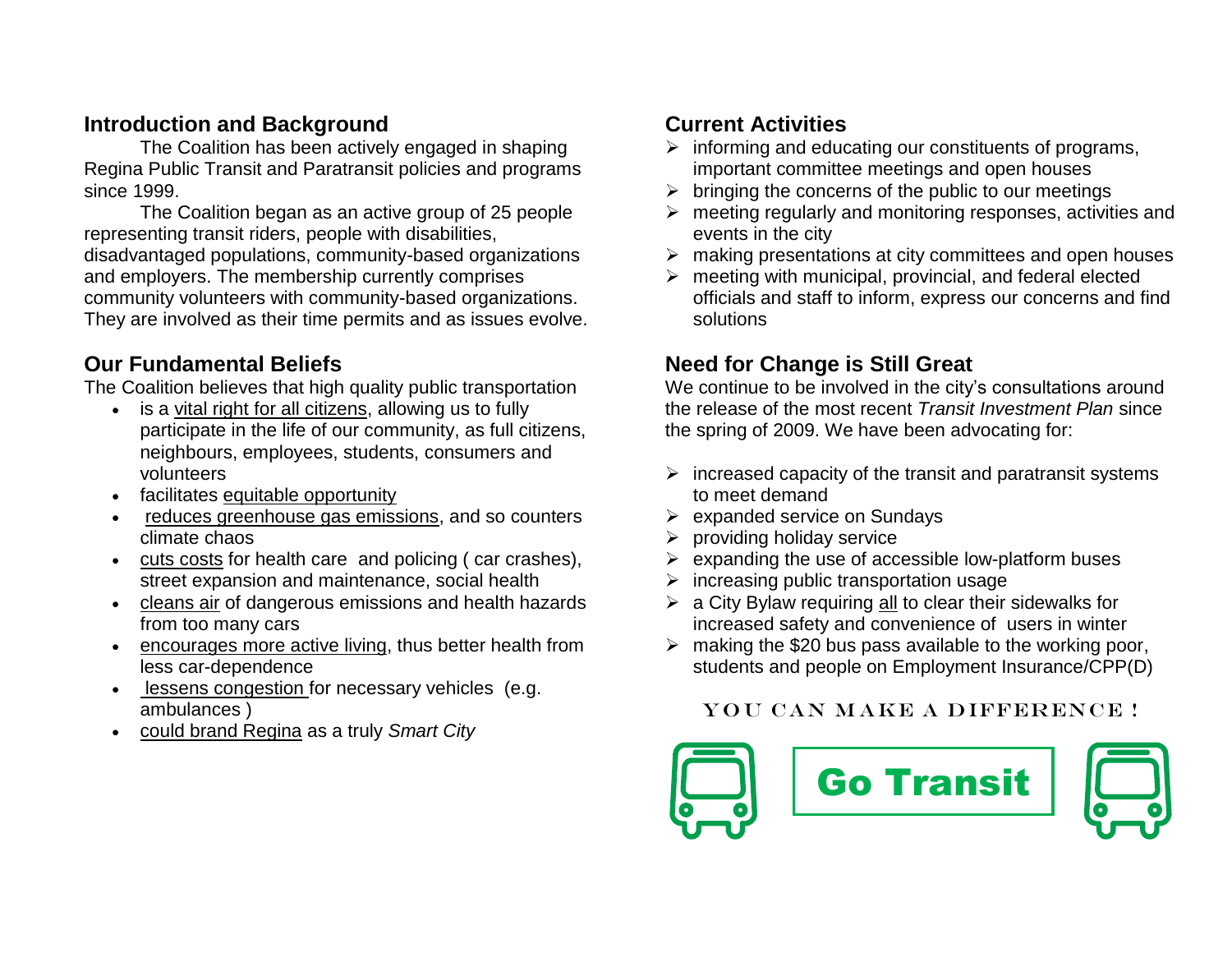## Introduction and Background

The Coalition has been actively engaged in shaping Regina Public Transit and Paratransit policies and programs since 1999.

The Coalition began as an active group of 25 people representing transit riders, people with disabilities, disadvantaged populations, community-based organizations and employers. The membership currently comprises community volunteers with community-based organizations. They are involved as their time permits and as issues evolve.

## Our Fundamental Beliefs

The Coalition believes that high quality public transportation

- is a <u>vital right for all citizens</u>, allowing us to fully participate in the life of our community, as full citizens, neighbours, employees, students, consumers and volunteers
- facilitates <u>equitable opportunity</u>
- <u>reduces greenhouse gas emissions</u>, and so counters climate chaos
- <u>cuts costs</u> for health care and policing ( car crashes), street expansion and maintenance, social health
- <u>cleans air</u> of dangerous emissions and health hazards from too many cars
- <u>encourages more active living</u>, thus better health from less car-dependence
- <u>lessens congestion</u> for necessary vehicles (e.g. ambulances )
- <u>could brand Regina</u> as a truly *Smart City*

## Current Activities

- informing and educating our constituents of programs, important committee meetings and open houses
- bringing the concerns of the public to our meetings
- meeting regularly and monitoring responses, activities and events in the city
- making presentations at city committees and open houses
- meeting with municipal, provincial, and federal elected officials and staff to inform, express our concerns and find solutions

## Need for Change is Still Great

We continue to be involved in the city's consultations around the release of the most recent *Transit Investment Plan* since the spring of 2009. We have been advocating for:

- increased capacity of the transit and paratransit systems to meet demand
- expanded service on Sundays
- providing holiday service
- expanding the use of accessible low-platform buses
- increasing public transportation usage
- a City Bylaw requiring <u>all</u> to clear their sidewalks for increased safety and convenience of users in winter
- making the $20 bus pass available to the working poor, students and people on Employment Insurance/CPP(D)

YOU CAN MAKE A DIFFERENCE !

**Go Transit**